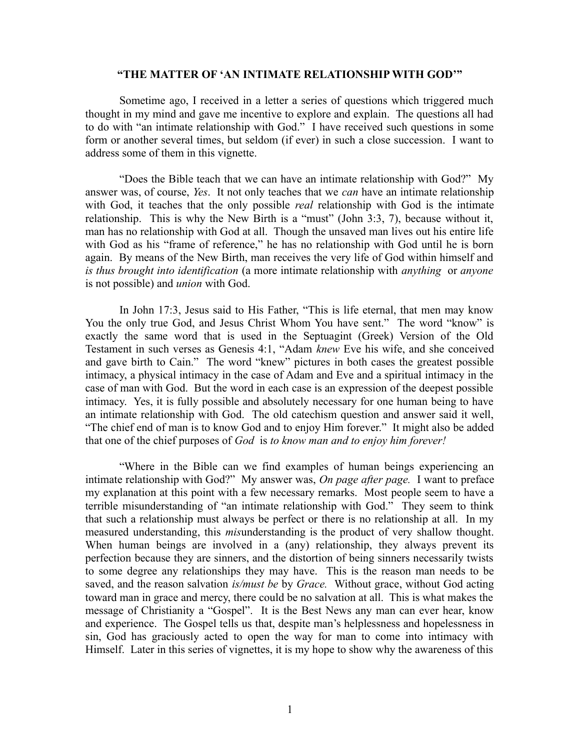# "THE MATTER OF 'AN INTIMATE RELATIONSHIP WITH GOD'"

Sometime ago, I received in a letter a series of questions which triggered much thought in my mind and gave me incentive to explore and explain. The questions all had to do with "an intimate relationship with God." I have received such questions in some form or another several times, but seldom (if ever) in such a close succession. I want to address some of them in this vignette.

"Does the Bible teach that we can have an intimate relationship with God?" My answer was, of course, *Yes*. It not only teaches that we *can* have an intimate relationship with God, it teaches that the only possible *real* relationship with God is the intimate relationship. This is why the New Birth is a "must" (John 3:3, 7), because without it, man has no relationship with God at all. Though the unsaved man lives out his entire life with God as his "frame of reference," he has no relationship with God until he is born again. By means of the New Birth, man receives the very life of God within himself and *is thus brought into identification* (a more intimate relationship with *anything* or *anyone* is not possible) and *union* with God.

In John 17:3, Jesus said to His Father, "This is life eternal, that men may know You the only true God, and Jesus Christ Whom You have sent." The word "know" is exactly the same word that is used in the Septuagint (Greek) Version of the Old Testament in such verses as Genesis 4:1, "Adam *knew* Eve his wife, and she conceived and gave birth to Cain." The word "knew" pictures in both cases the greatest possible intimacy, a physical intimacy in the case of Adam and Eve and a spiritual intimacy in the case of man with God. But the word in each case is an expression of the deepest possible intimacy. Yes, it is fully possible and absolutely necessary for one human being to have an intimate relationship with God. The old catechism question and answer said it well, "The chief end of man is to know God and to enjoy Him forever." It might also be added that one of the chief purposes of *God* is *to know man and to enjoy him forever!*

"Where in the Bible can we find examples of human beings experiencing an intimate relationship with God?" My answer was, *On page after page.* I want to preface my explanation at this point with a few necessary remarks. Most people seem to have a terrible misunderstanding of "an intimate relationship with God." They seem to think that such a relationship must always be perfect or there is no relationship at all. In my measured understanding, this *mis*understanding is the product of very shallow thought. When human beings are involved in a (any) relationship, they always prevent its perfection because they are sinners, and the distortion of being sinners necessarily twists to some degree any relationships they may have. This is the reason man needs to be saved, and the reason salvation *is/must be* by *Grace.* Without grace, without God acting toward man in grace and mercy, there could be no salvation at all. This is what makes the message of Christianity a "Gospel". It is the Best News any man can ever hear, know and experience. The Gospel tells us that, despite man's helplessness and hopelessness in sin, God has graciously acted to open the way for man to come into intimacy with Himself. Later in this series of vignettes, it is my hope to show why the awareness of this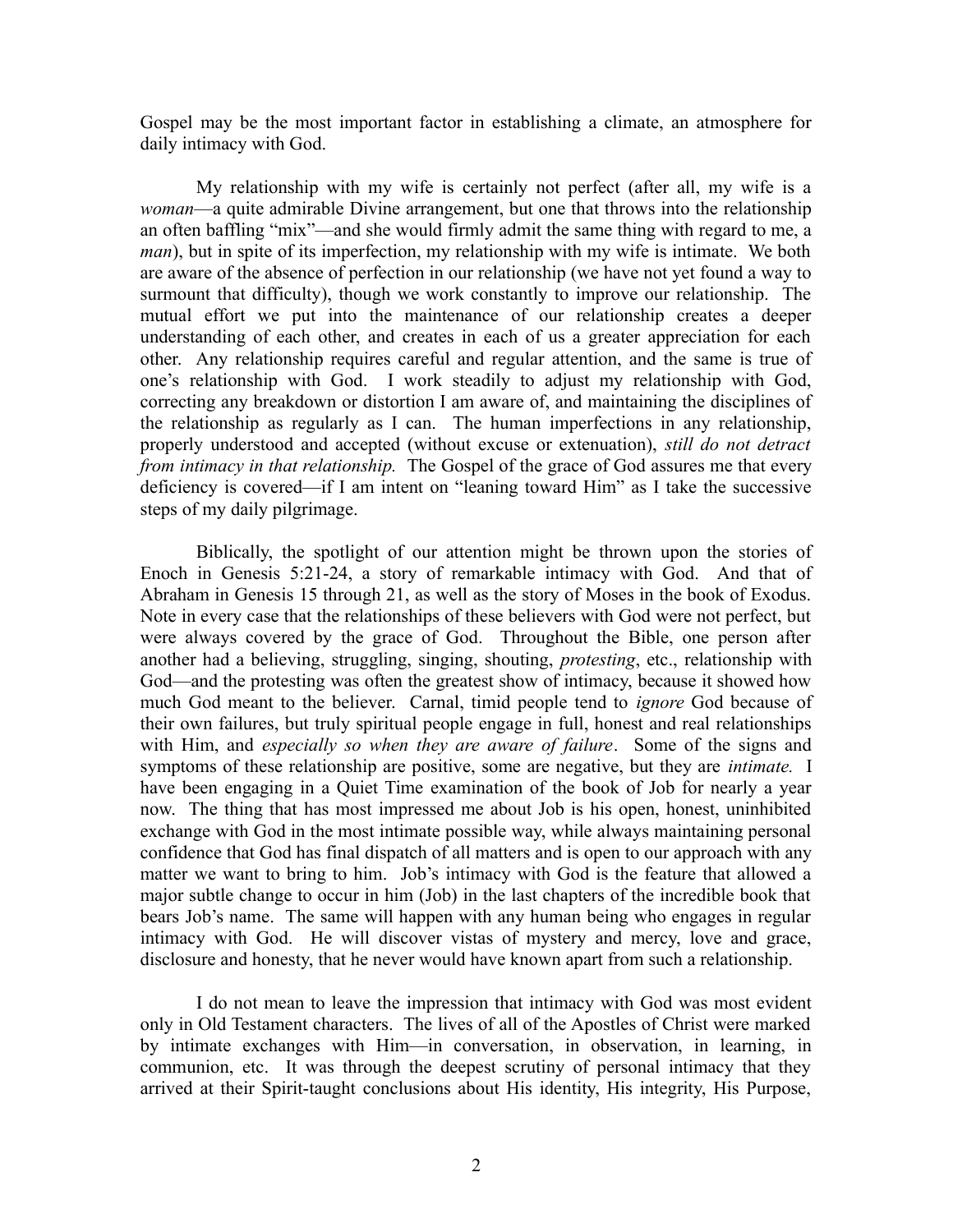Gospel may be the most important factor in establishing a climate, an atmosphere for daily intimacy with God.

My relationship with my wife is certainly not perfect (after all, my wife is a *woman*—a quite admirable Divine arrangement, but one that throws into the relationship an often baffling "mix"—and she would firmly admit the same thing with regard to me, a *man*), but in spite of its imperfection, my relationship with my wife is intimate. We both are aware of the absence of perfection in our relationship (we have not yet found a way to surmount that difficulty), though we work constantly to improve our relationship. The mutual effort we put into the maintenance of our relationship creates a deeper understanding of each other, and creates in each of us a greater appreciation for each other. Any relationship requires careful and regular attention, and the same is true of one's relationship with God. I work steadily to adjust my relationship with God, correcting any breakdown or distortion I am aware of, and maintaining the disciplines of the relationship as regularly as I can. The human imperfections in any relationship, properly understood and accepted (without excuse or extenuation), *still do not detract from intimacy in that relationship.* The Gospel of the grace of God assures me that every deficiency is covered—if I am intent on "leaning toward Him" as I take the successive steps of my daily pilgrimage.

Biblically, the spotlight of our attention might be thrown upon the stories of Enoch in Genesis 5:21-24, a story of remarkable intimacy with God. And that of Abraham in Genesis 15 through 21, as well as the story of Moses in the book of Exodus. Note in every case that the relationships of these believers with God were not perfect, but were always covered by the grace of God. Throughout the Bible, one person after another had a believing, struggling, singing, shouting, *protesting*, etc., relationship with God—and the protesting was often the greatest show of intimacy, because it showed how much God meant to the believer. Carnal, timid people tend to *ignore* God because of their own failures, but truly spiritual people engage in full, honest and real relationships with Him, and *especially so when they are aware of failure*. Some of the signs and symptoms of these relationship are positive, some are negative, but they are *intimate.* I have been engaging in a Quiet Time examination of the book of Job for nearly a year now. The thing that has most impressed me about Job is his open, honest, uninhibited exchange with God in the most intimate possible way, while always maintaining personal confidence that God has final dispatch of all matters and is open to our approach with any matter we want to bring to him. Job's intimacy with God is the feature that allowed a major subtle change to occur in him (Job) in the last chapters of the incredible book that bears Job's name. The same will happen with any human being who engages in regular intimacy with God. He will discover vistas of mystery and mercy, love and grace, disclosure and honesty, that he never would have known apart from such a relationship.

I do not mean to leave the impression that intimacy with God was most evident only in Old Testament characters. The lives of all of the Apostles of Christ were marked by intimate exchanges with Him—in conversation, in observation, in learning, in communion, etc. It was through the deepest scrutiny of personal intimacy that they arrived at their Spirit-taught conclusions about His identity, His integrity, His Purpose,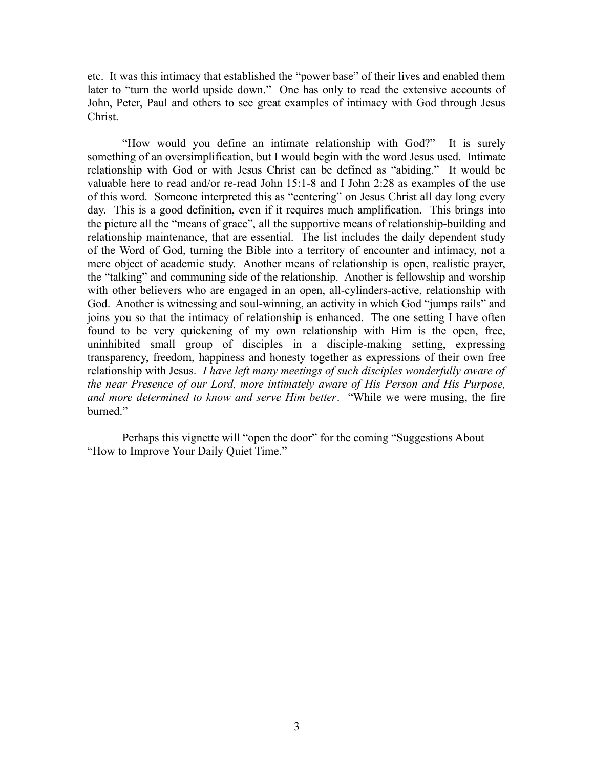etc. It was this intimacy that established the "power base" of their lives and enabled them later to "turn the world upside down." One has only to read the extensive accounts of John, Peter, Paul and others to see great examples of intimacy with God through Jesus Christ.

"How would you define an intimate relationship with God?" It is surely something of an oversimplification, but I would begin with the word Jesus used. Intimate relationship with God or with Jesus Christ can be defined as "abiding." It would be valuable here to read and/or re-read John 15:1-8 and I John 2:28 as examples of the use of this word. Someone interpreted this as "centering" on Jesus Christ all day long every day. This is a good definition, even if it requires much amplification. This brings into the picture all the "means of grace", all the supportive means of relationship-building and relationship maintenance, that are essential. The list includes the daily dependent study of the Word of God, turning the Bible into a territory of encounter and intimacy, not a mere object of academic study. Another means of relationship is open, realistic prayer, the "talking" and communing side of the relationship. Another is fellowship and worship with other believers who are engaged in an open, all-cylinders-active, relationship with God. Another is witnessing and soul-winning, an activity in which God "jumps rails" and joins you so that the intimacy of relationship is enhanced. The one setting I have often found to be very quickening of my own relationship with Him is the open, free, uninhibited small group of disciples in a disciple-making setting, expressing transparency, freedom, happiness and honesty together as expressions of their own free relationship with Jesus. *I have left many meetings of such disciples wonderfully aware of the near Presence of our Lord, more intimately aware of His Person and His Purpose, and more determined to know and serve Him better*. "While we were musing, the fire burned."

Perhaps this vignette will "open the door" for the coming "Suggestions About "How to Improve Your Daily Quiet Time."